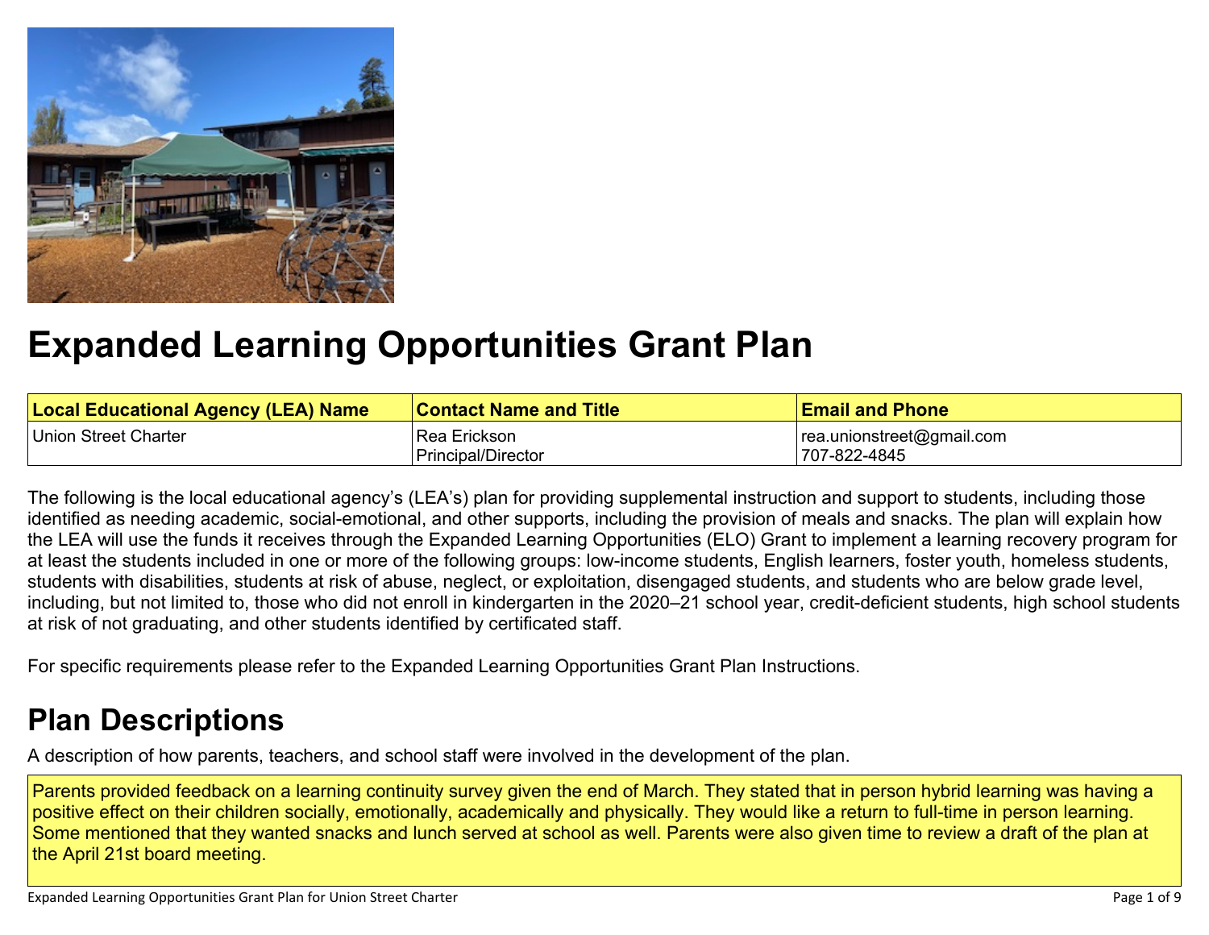# Expanded Learning Opportunities Grant Plan

| Local Educational Agency (LEA) Name | Contact Name and Title | Email and Phone |
| --- | --- | --- |
| Union Street Charter | Rea Erickson<br>Principal/Director | rea.unionstreet@gmail.com<br>707-822-4845 |

The following is the local educational agency's (LEA's) plan for providing supplemental instruction and support to students, including those identified as needing academic, social-emotional, and other supports, including the provision of meals and snacks. The plan will explain how the LEA will use the funds it receives through the Expanded Learning Opportunities (ELO) Grant to implement a learning recovery program for at least the students included in one or more of the following groups: low-income students, English learners, foster youth, homeless students, students with disabilities, students at risk of abuse, neglect, or exploitation, disengaged students, and students who are below grade level, including, but not limited to, those who did not enroll in kindergarten in the 2020–21 school year, credit-deficient students, high school students at risk of not graduating, and other students identified by certificated staff.

For specific requirements please refer to the Expanded Learning Opportunities Grant Plan Instructions.

## Plan Descriptions

A description of how parents, teachers, and school staff were involved in the development of the plan.

Parents provided feedback on a learning continuity survey given the end of March. They stated that in person hybrid learning was having a positive effect on their children socially, emotionally, academically and physically. They would like a return to full-time in person learning. Some mentioned that they wanted snacks and lunch served at school as well. Parents were also given time to review a draft of the plan at the April 21st board meeting.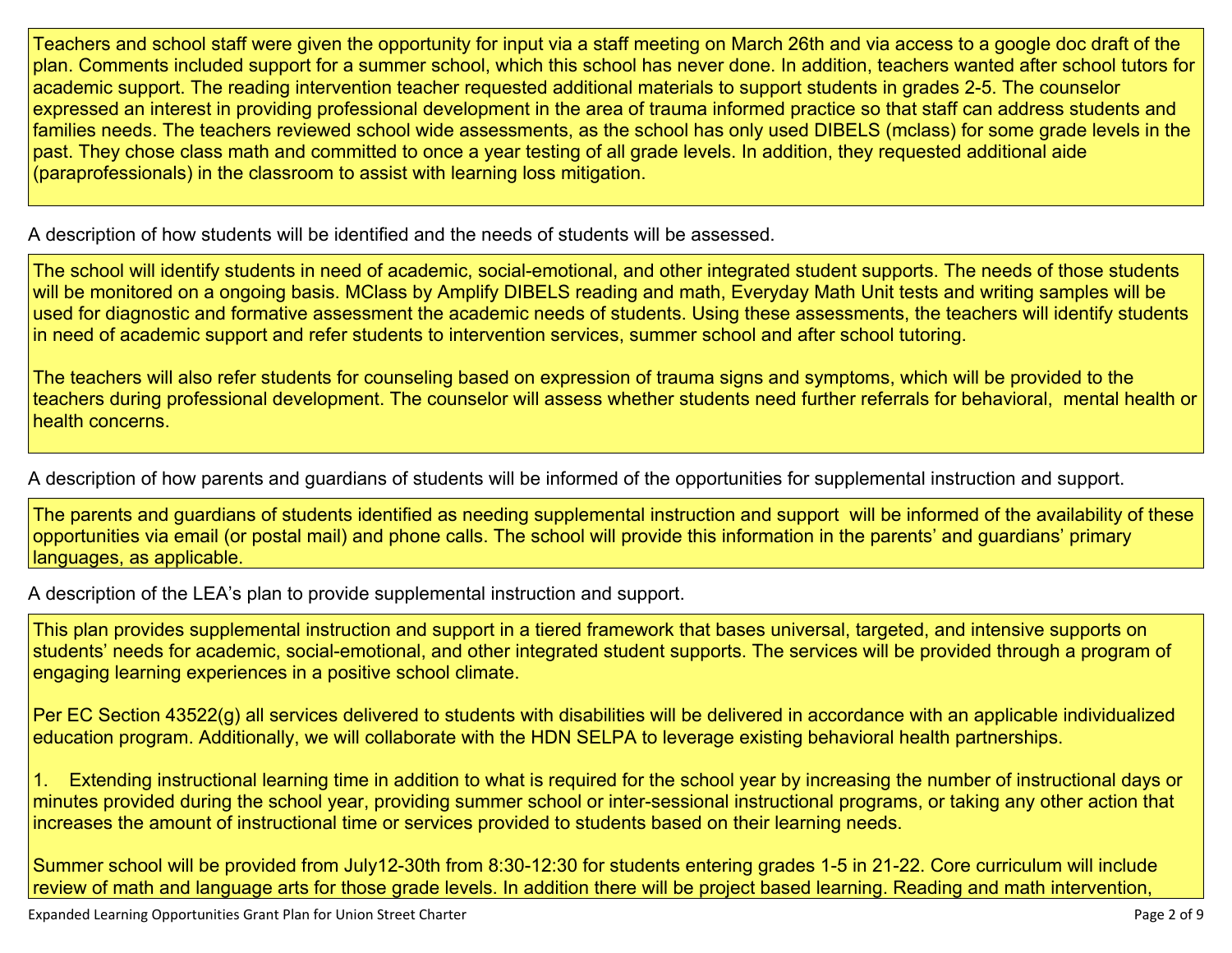Teachers and school staff were given the opportunity for input via a staff meeting on March 26th and via access to a google doc draft of the plan. Comments included support for a summer school, which this school has never done. In addition, teachers wanted after school tutors for academic support. The reading intervention teacher requested additional materials to support students in grades 2-5. The counselor expressed an interest in providing professional development in the area of trauma informed practice so that staff can address students and families needs. The teachers reviewed school wide assessments, as the school has only used DIBELS (mclass) for some grade levels in the past. They chose class math and committed to once a year testing of all grade levels. In addition, they requested additional aide (paraprofessionals) in the classroom to assist with learning loss mitigation.

A description of how students will be identified and the needs of students will be assessed.

The school will identify students in need of academic, social-emotional, and other integrated student supports. The needs of those students will be monitored on a ongoing basis. MClass by Amplify DIBELS reading and math, Everyday Math Unit tests and writing samples will be used for diagnostic and formative assessment the academic needs of students. Using these assessments, the teachers will identify students in need of academic support and refer students to intervention services, summer school and after school tutoring.

The teachers will also refer students for counseling based on expression of trauma signs and symptoms, which will be provided to the teachers during professional development. The counselor will assess whether students need further referrals for behavioral, mental health or health concerns.

A description of how parents and guardians of students will be informed of the opportunities for supplemental instruction and support.

The parents and guardians of students identified as needing supplemental instruction and support will be informed of the availability of these opportunities via email (or postal mail) and phone calls. The school will provide this information in the parents' and guardians' primary languages, as applicable.

A description of the LEA's plan to provide supplemental instruction and support.

This plan provides supplemental instruction and support in a tiered framework that bases universal, targeted, and intensive supports on students' needs for academic, social-emotional, and other integrated student supports. The services will be provided through a program of engaging learning experiences in a positive school climate.

Per EC Section 43522(g) all services delivered to students with disabilities will be delivered in accordance with an applicable individualized education program. Additionally, we will collaborate with the HDN SELPA to leverage existing behavioral health partnerships.

1. Extending instructional learning time in addition to what is required for the school year by increasing the number of instructional days or minutes provided during the school year, providing summer school or inter-sessional instructional programs, or taking any other action that increases the amount of instructional time or services provided to students based on their learning needs.

Summer school will be provided from July12-30th from 8:30-12:30 for students entering grades 1-5 in 21-22. Core curriculum will include review of math and language arts for those grade levels. In addition there will be project based learning. Reading and math intervention,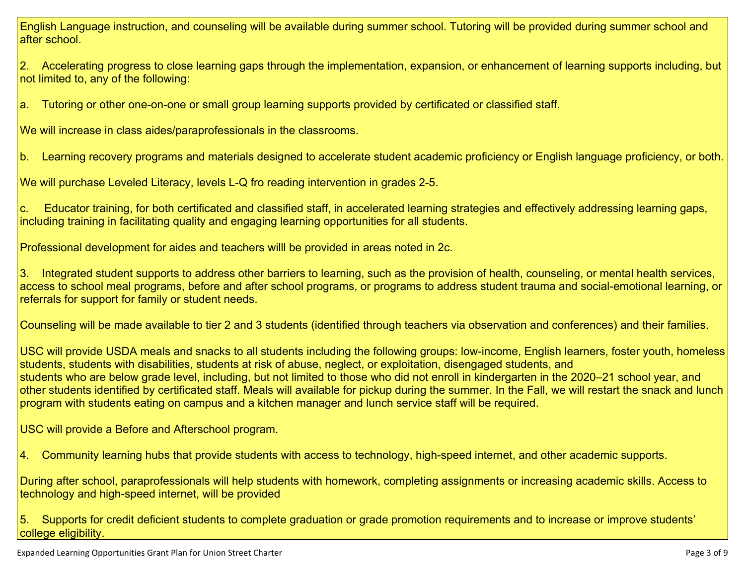English Language instruction, and counseling will be available during summer school. Tutoring will be provided during summer school and after school.

2. Accelerating progress to close learning gaps through the implementation, expansion, or enhancement of learning supports including, but not limited to, any of the following:

a. Tutoring or other one-on-one or small group learning supports provided by certificated or classified staff.

We will increase in class aides/paraprofessionals in the classrooms.

b. Learning recovery programs and materials designed to accelerate student academic proficiency or English language proficiency, or both.

We will purchase Leveled Literacy, levels L-Q fro reading intervention in grades 2-5.

c. Educator training, for both certificated and classified staff, in accelerated learning strategies and effectively addressing learning gaps, including training in facilitating quality and engaging learning opportunities for all students.

Professional development for aides and teachers willl be provided in areas noted in 2c.

3. Integrated student supports to address other barriers to learning, such as the provision of health, counseling, or mental health services, access to school meal programs, before and after school programs, or programs to address student trauma and social-emotional learning, or referrals for support for family or student needs.

Counseling will be made available to tier 2 and 3 students (identified through teachers via observation and conferences) and their families.

USC will provide USDA meals and snacks to all students including the following groups: low-income, English learners, foster youth, homeless students, students with disabilities, students at risk of abuse, neglect, or exploitation, disengaged students, and students who are below grade level, including, but not limited to those who did not enroll in kindergarten in the 2020–21 school year, and other students identified by certificated staff. Meals will available for pickup during the summer. In the Fall, we will restart the snack and lunch program with students eating on campus and a kitchen manager and lunch service staff will be required.

USC will provide a Before and Afterschool program.

4. Community learning hubs that provide students with access to technology, high-speed internet, and other academic supports.

During after school, paraprofessionals will help students with homework, completing assignments or increasing academic skills. Access to technology and high-speed internet, will be provided

5. Supports for credit deficient students to complete graduation or grade promotion requirements and to increase or improve students' college eligibility.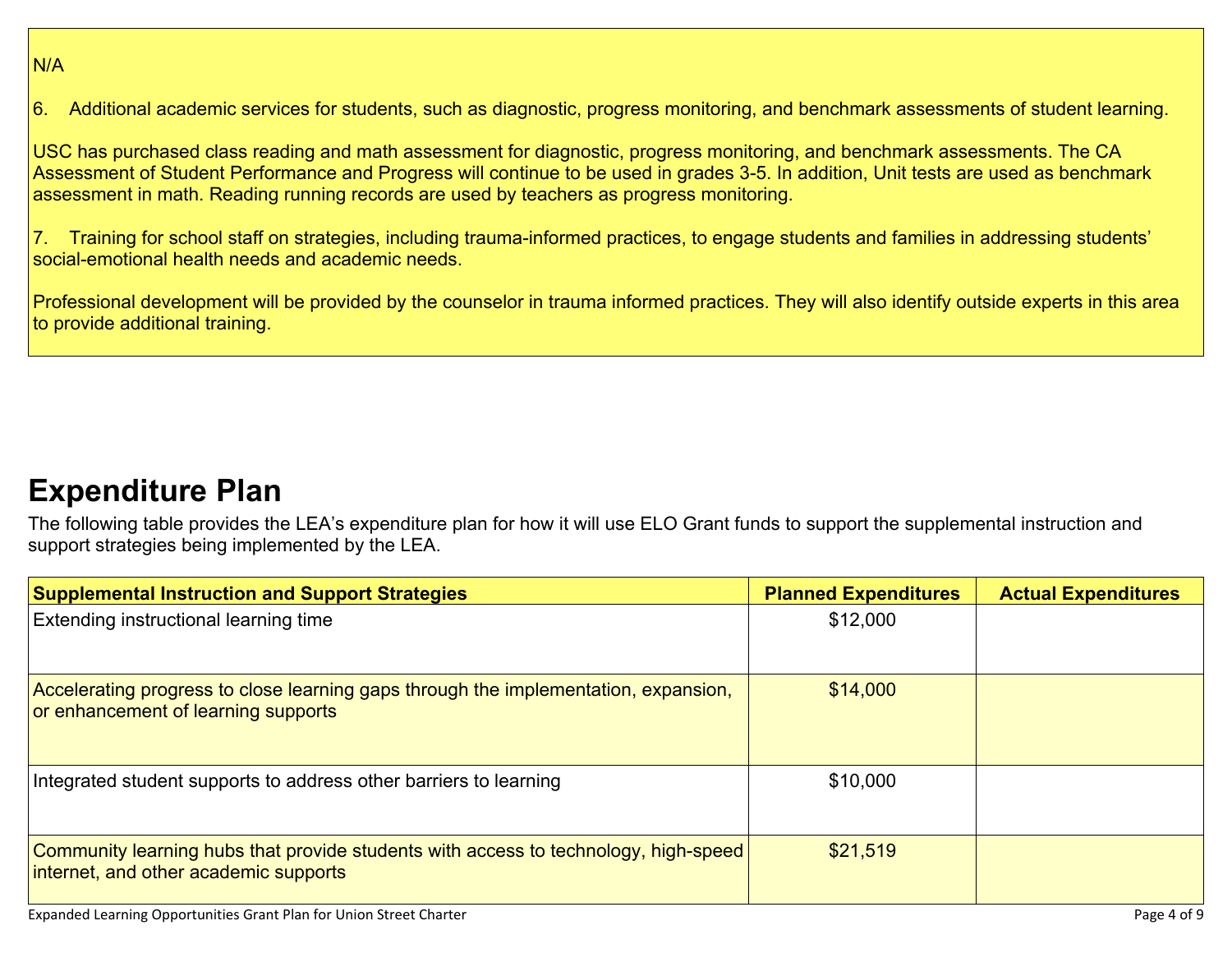N/A

6. Additional academic services for students, such as diagnostic, progress monitoring, and benchmark assessments of student learning.

USC has purchased class reading and math assessment for diagnostic, progress monitoring, and benchmark assessments. The CA Assessment of Student Performance and Progress will continue to be used in grades 3-5. In addition, Unit tests are used as benchmark assessment in math. Reading running records are used by teachers as progress monitoring.

7. Training for school staff on strategies, including trauma-informed practices, to engage students and families in addressing students' social-emotional health needs and academic needs.

Professional development will be provided by the counselor in trauma informed practices. They will also identify outside experts in this area to provide additional training.

## Expenditure Plan

The following table provides the LEA's expenditure plan for how it will use ELO Grant funds to support the supplemental instruction and support strategies being implemented by the LEA.

| Supplemental Instruction and Support Strategies | Planned Expenditures | Actual Expenditures |
|---|---|---|
| Extending instructional learning time | $12,000 | |
| Accelerating progress to close learning gaps through the implementation, expansion, or enhancement of learning supports | $14,000 | |
| Integrated student supports to address other barriers to learning | $10,000 | |
| Community learning hubs that provide students with access to technology, high-speed internet, and other academic supports | $21,519 | |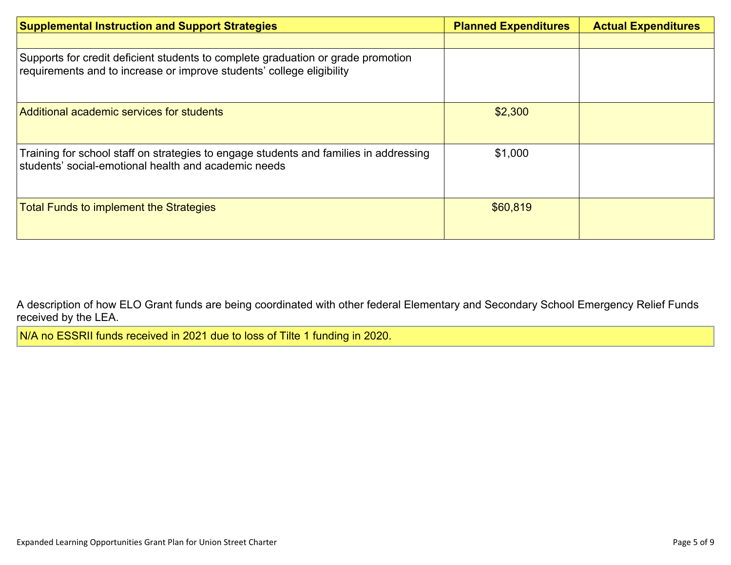| Supplemental Instruction and Support Strategies | Planned Expenditures | Actual Expenditures |
|---|---|---|
| | | |
| Supports for credit deficient students to complete graduation or grade promotion requirements and to increase or improve students' college eligibility | | |
| Additional academic services for students | $2,300 | |
| Training for school staff on strategies to engage students and families in addressing students' social-emotional health and academic needs | $1,000 | |
| Total Funds to implement the Strategies | $60,819 | |

A description of how ELO Grant funds are being coordinated with other federal Elementary and Secondary School Emergency Relief Funds received by the LEA.

N/A no ESSRII funds received in 2021 due to loss of Tilte 1 funding in 2020.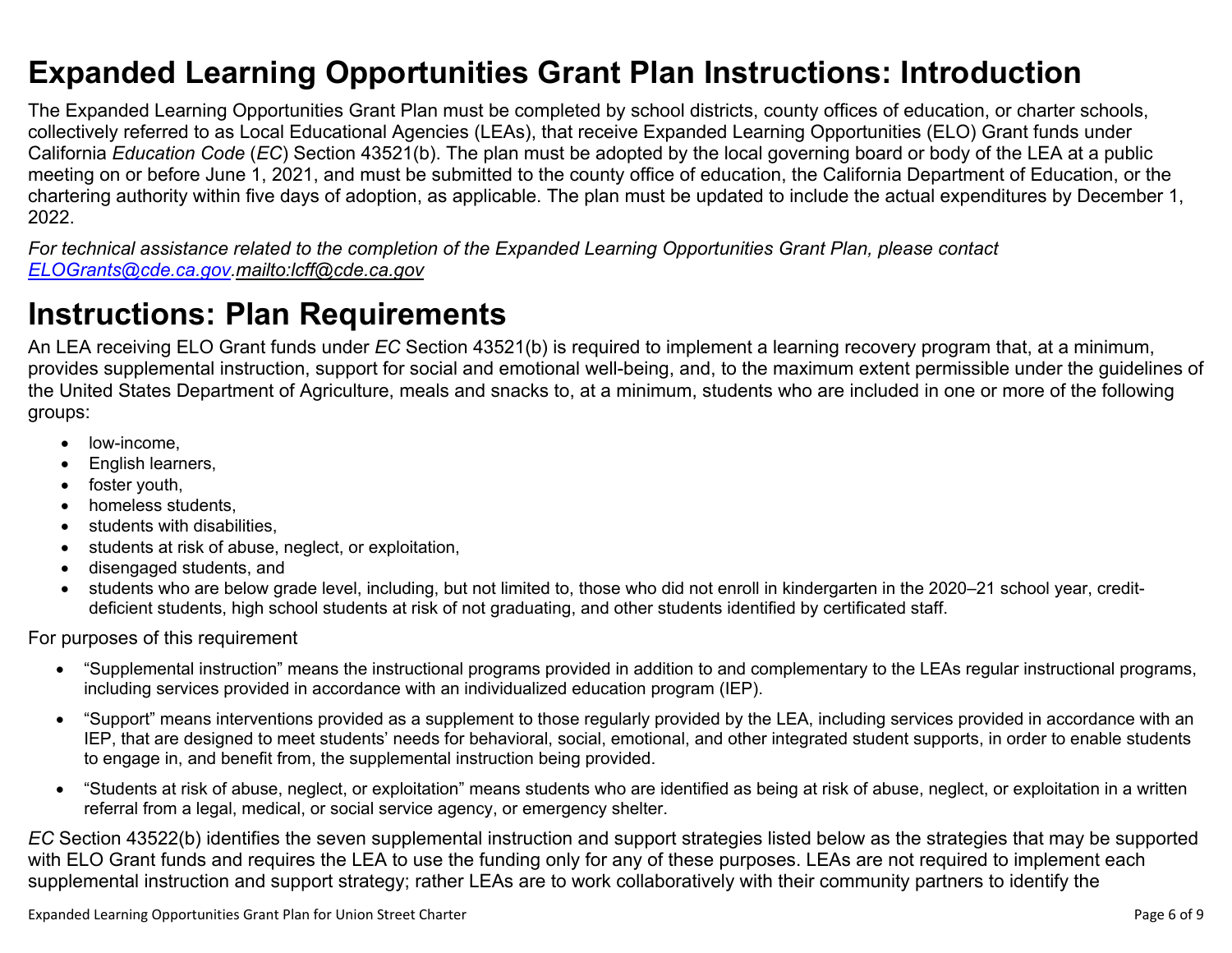# Expanded Learning Opportunities Grant Plan Instructions: Introduction

The Expanded Learning Opportunities Grant Plan must be completed by school districts, county offices of education, or charter schools, collectively referred to as Local Educational Agencies (LEAs), that receive Expanded Learning Opportunities (ELO) Grant funds under California *Education Code* (*EC*) Section 43521(b). The plan must be adopted by the local governing board or body of the LEA at a public meeting on or before June 1, 2021, and must be submitted to the county office of education, the California Department of Education, or the chartering authority within five days of adoption, as applicable. The plan must be updated to include the actual expenditures by December 1, 2022.

*For technical assistance related to the completion of the Expanded Learning Opportunities Grant Plan, please contact ELOGrants@cde.ca.gov.mailto:lcff@cde.ca.gov*

# Instructions: Plan Requirements

An LEA receiving ELO Grant funds under *EC* Section 43521(b) is required to implement a learning recovery program that, at a minimum, provides supplemental instruction, support for social and emotional well-being, and, to the maximum extent permissible under the guidelines of the United States Department of Agriculture, meals and snacks to, at a minimum, students who are included in one or more of the following groups:

- low-income,
- English learners,
- foster youth,
- homeless students,
- students with disabilities,
- students at risk of abuse, neglect, or exploitation,
- disengaged students, and
- students who are below grade level, including, but not limited to, those who did not enroll in kindergarten in the 2020–21 school year, credit-deficient students, high school students at risk of not graduating, and other students identified by certificated staff.

For purposes of this requirement

- "Supplemental instruction" means the instructional programs provided in addition to and complementary to the LEAs regular instructional programs, including services provided in accordance with an individualized education program (IEP).
- "Support" means interventions provided as a supplement to those regularly provided by the LEA, including services provided in accordance with an IEP, that are designed to meet students' needs for behavioral, social, emotional, and other integrated student supports, in order to enable students to engage in, and benefit from, the supplemental instruction being provided.
- "Students at risk of abuse, neglect, or exploitation" means students who are identified as being at risk of abuse, neglect, or exploitation in a written referral from a legal, medical, or social service agency, or emergency shelter.

*EC* Section 43522(b) identifies the seven supplemental instruction and support strategies listed below as the strategies that may be supported with ELO Grant funds and requires the LEA to use the funding only for any of these purposes. LEAs are not required to implement each supplemental instruction and support strategy; rather LEAs are to work collaboratively with their community partners to identify the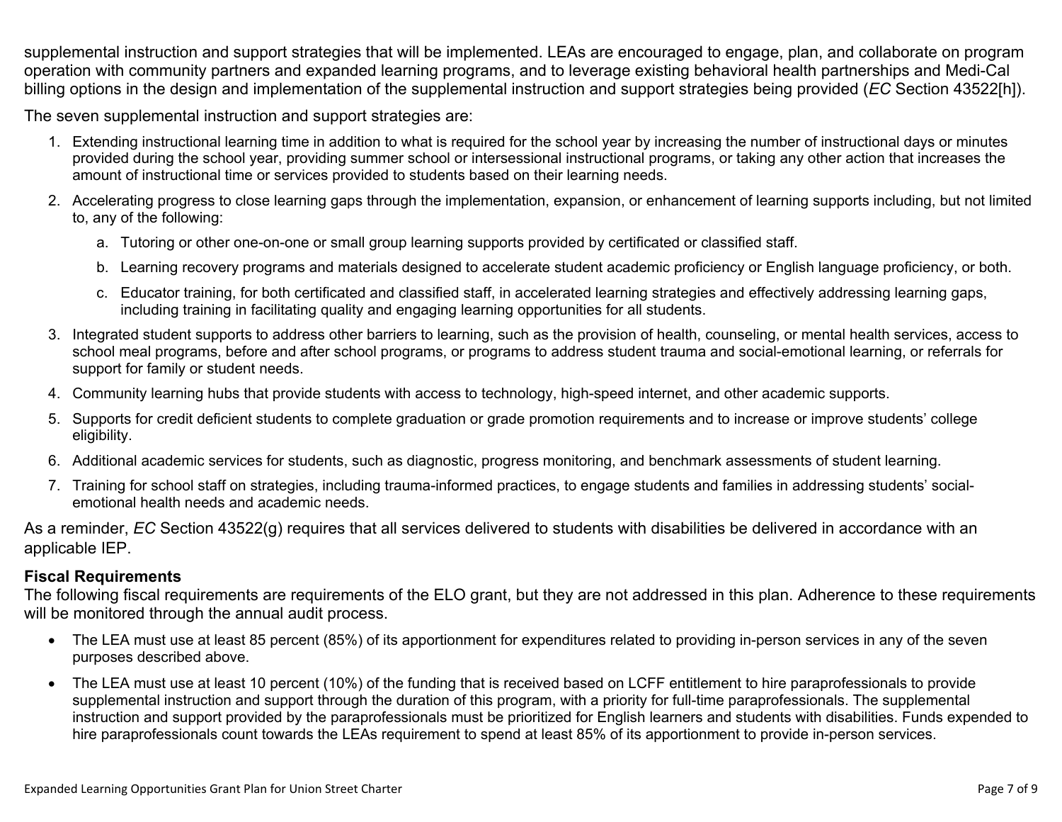supplemental instruction and support strategies that will be implemented. LEAs are encouraged to engage, plan, and collaborate on program operation with community partners and expanded learning programs, and to leverage existing behavioral health partnerships and Medi-Cal billing options in the design and implementation of the supplemental instruction and support strategies being provided (*EC* Section 43522[h]).

The seven supplemental instruction and support strategies are:

1. Extending instructional learning time in addition to what is required for the school year by increasing the number of instructional days or minutes provided during the school year, providing summer school or intersessional instructional programs, or taking any other action that increases the amount of instructional time or services provided to students based on their learning needs.
2. Accelerating progress to close learning gaps through the implementation, expansion, or enhancement of learning supports including, but not limited to, any of the following:
    a. Tutoring or other one-on-one or small group learning supports provided by certificated or classified staff.
    b. Learning recovery programs and materials designed to accelerate student academic proficiency or English language proficiency, or both.
    c. Educator training, for both certificated and classified staff, in accelerated learning strategies and effectively addressing learning gaps, including training in facilitating quality and engaging learning opportunities for all students.
3. Integrated student supports to address other barriers to learning, such as the provision of health, counseling, or mental health services, access to school meal programs, before and after school programs, or programs to address student trauma and social-emotional learning, or referrals for support for family or student needs.
4. Community learning hubs that provide students with access to technology, high-speed internet, and other academic supports.
5. Supports for credit deficient students to complete graduation or grade promotion requirements and to increase or improve students' college eligibility.
6. Additional academic services for students, such as diagnostic, progress monitoring, and benchmark assessments of student learning.
7. Training for school staff on strategies, including trauma-informed practices, to engage students and families in addressing students' social-emotional health needs and academic needs.

As a reminder, *EC* Section 43522(g) requires that all services delivered to students with disabilities be delivered in accordance with an applicable IEP.

**Fiscal Requirements**

The following fiscal requirements are requirements of the ELO grant, but they are not addressed in this plan. Adherence to these requirements will be monitored through the annual audit process.

- The LEA must use at least 85 percent (85%) of its apportionment for expenditures related to providing in-person services in any of the seven purposes described above.
- The LEA must use at least 10 percent (10%) of the funding that is received based on LCFF entitlement to hire paraprofessionals to provide supplemental instruction and support through the duration of this program, with a priority for full-time paraprofessionals. The supplemental instruction and support provided by the paraprofessionals must be prioritized for English learners and students with disabilities. Funds expended to hire paraprofessionals count towards the LEAs requirement to spend at least 85% of its apportionment to provide in-person services.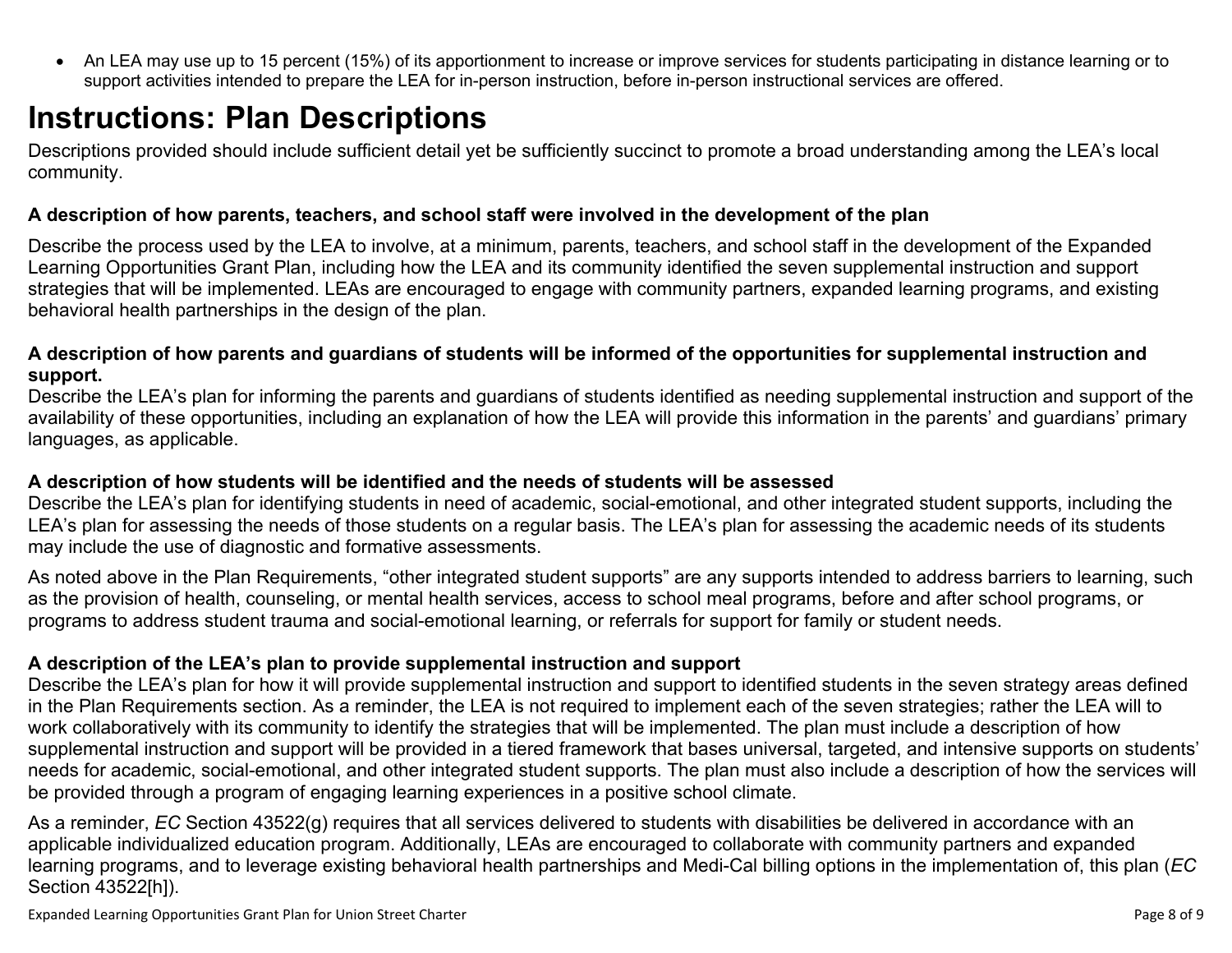- An LEA may use up to 15 percent (15%) of its apportionment to increase or improve services for students participating in distance learning or to support activities intended to prepare the LEA for in-person instruction, before in-person instructional services are offered.

# Instructions: Plan Descriptions

Descriptions provided should include sufficient detail yet be sufficiently succinct to promote a broad understanding among the LEA's local community.

**A description of how parents, teachers, and school staff were involved in the development of the plan**

Describe the process used by the LEA to involve, at a minimum, parents, teachers, and school staff in the development of the Expanded Learning Opportunities Grant Plan, including how the LEA and its community identified the seven supplemental instruction and support strategies that will be implemented. LEAs are encouraged to engage with community partners, expanded learning programs, and existing behavioral health partnerships in the design of the plan.

**A description of how parents and guardians of students will be informed of the opportunities for supplemental instruction and support.**

Describe the LEA's plan for informing the parents and guardians of students identified as needing supplemental instruction and support of the availability of these opportunities, including an explanation of how the LEA will provide this information in the parents' and guardians' primary languages, as applicable.

**A description of how students will be identified and the needs of students will be assessed**

Describe the LEA's plan for identifying students in need of academic, social-emotional, and other integrated student supports, including the LEA's plan for assessing the needs of those students on a regular basis. The LEA's plan for assessing the academic needs of its students may include the use of diagnostic and formative assessments.

As noted above in the Plan Requirements, "other integrated student supports" are any supports intended to address barriers to learning, such as the provision of health, counseling, or mental health services, access to school meal programs, before and after school programs, or programs to address student trauma and social-emotional learning, or referrals for support for family or student needs.

**A description of the LEA's plan to provide supplemental instruction and support**

Describe the LEA's plan for how it will provide supplemental instruction and support to identified students in the seven strategy areas defined in the Plan Requirements section. As a reminder, the LEA is not required to implement each of the seven strategies; rather the LEA will to work collaboratively with its community to identify the strategies that will be implemented. The plan must include a description of how supplemental instruction and support will be provided in a tiered framework that bases universal, targeted, and intensive supports on students' needs for academic, social-emotional, and other integrated student supports. The plan must also include a description of how the services will be provided through a program of engaging learning experiences in a positive school climate.

As a reminder, *EC* Section 43522(g) requires that all services delivered to students with disabilities be delivered in accordance with an applicable individualized education program. Additionally, LEAs are encouraged to collaborate with community partners and expanded learning programs, and to leverage existing behavioral health partnerships and Medi-Cal billing options in the implementation of, this plan (*EC* Section 43522[h]).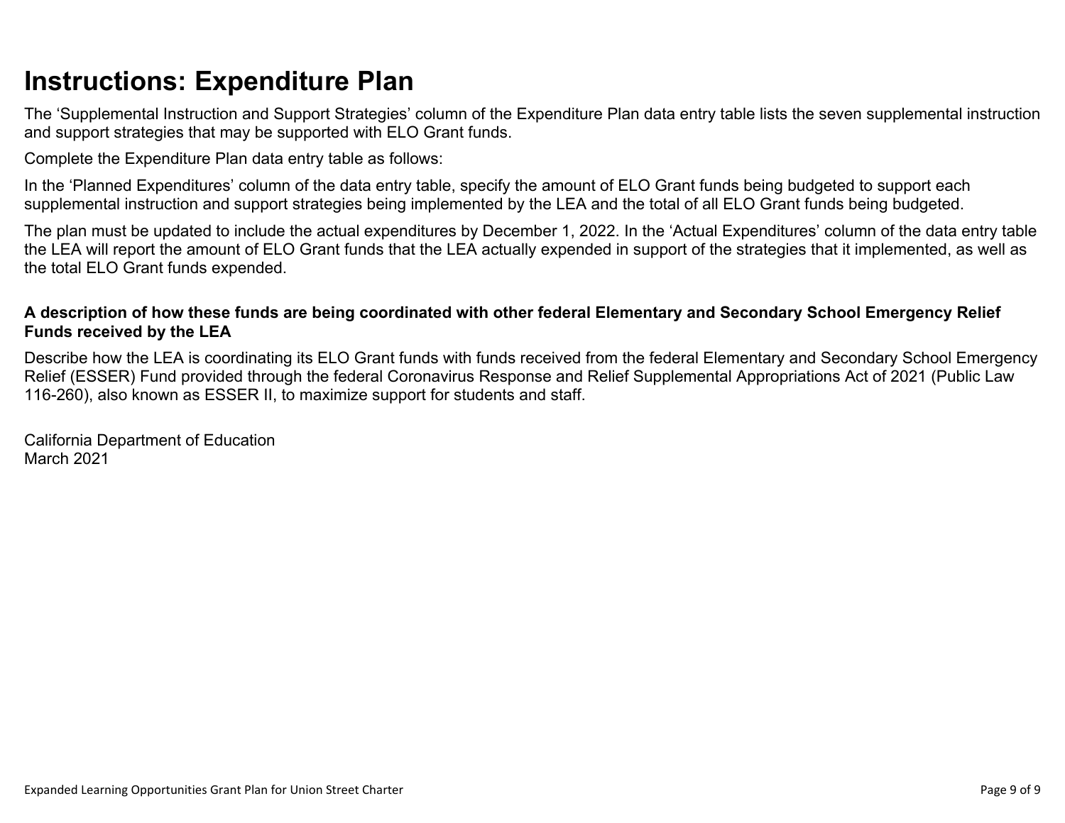# Instructions: Expenditure Plan

The 'Supplemental Instruction and Support Strategies' column of the Expenditure Plan data entry table lists the seven supplemental instruction and support strategies that may be supported with ELO Grant funds.

Complete the Expenditure Plan data entry table as follows:

In the 'Planned Expenditures' column of the data entry table, specify the amount of ELO Grant funds being budgeted to support each supplemental instruction and support strategies being implemented by the LEA and the total of all ELO Grant funds being budgeted.

The plan must be updated to include the actual expenditures by December 1, 2022. In the 'Actual Expenditures' column of the data entry table the LEA will report the amount of ELO Grant funds that the LEA actually expended in support of the strategies that it implemented, as well as the total ELO Grant funds expended.

**A description of how these funds are being coordinated with other federal Elementary and Secondary School Emergency Relief Funds received by the LEA**

Describe how the LEA is coordinating its ELO Grant funds with funds received from the federal Elementary and Secondary School Emergency Relief (ESSER) Fund provided through the federal Coronavirus Response and Relief Supplemental Appropriations Act of 2021 (Public Law 116-260), also known as ESSER II, to maximize support for students and staff.

California Department of Education
March 2021